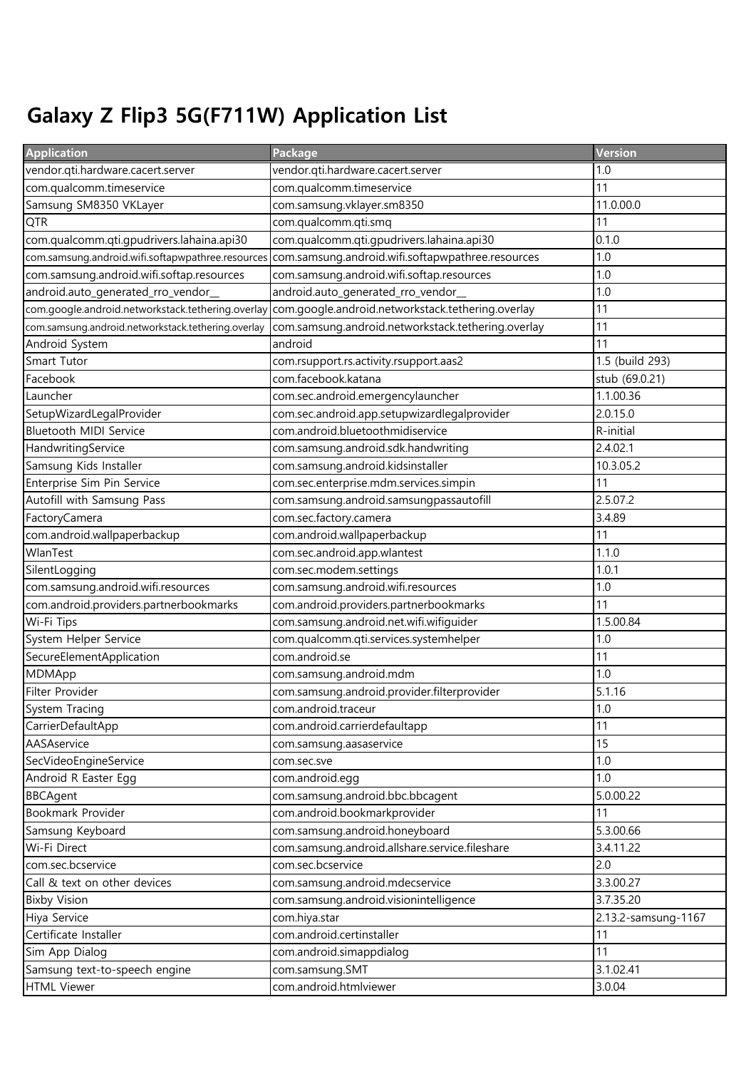# Galaxy Z Flip3 5G(F711W) Application List

| Application | Package | Version |
|---|---|---|
| vendor.qti.hardware.cacert.server | vendor.qti.hardware.cacert.server | 1.0 |
| com.qualcomm.timeservice | com.qualcomm.timeservice | 11 |
| Samsung SM8350 VKLayer | com.samsung.vklayer.sm8350 | 11.0.00.0 |
| QTR | com.qualcomm.qti.smq | 11 |
| com.qualcomm.qti.gpudrivers.lahaina.api30 | com.qualcomm.qti.gpudrivers.lahaina.api30 | 0.1.0 |
| com.samsung.android.wifi.softapwpathree.resources | com.samsung.android.wifi.softapwpathree.resources | 1.0 |
| com.samsung.android.wifi.softap.resources | com.samsung.android.wifi.softap.resources | 1.0 |
| android.auto_generated_rro_vendor__ | android.auto_generated_rro_vendor__ | 1.0 |
| com.google.android.networkstack.tethering.overlay | com.google.android.networkstack.tethering.overlay | 11 |
| com.samsung.android.networkstack.tethering.overlay | com.samsung.android.networkstack.tethering.overlay | 11 |
| Android System | android | 11 |
| Smart Tutor | com.rsupport.rs.activity.rsupport.aas2 | 1.5 (build 293) |
| Facebook | com.facebook.katana | stub (69.0.21) |
| Launcher | com.sec.android.emergencylauncher | 1.1.00.36 |
| SetupWizardLegalProvider | com.sec.android.app.setupwizardlegalprovider | 2.0.15.0 |
| Bluetooth MIDI Service | com.android.bluetoothmidiservice | R-initial |
| HandwritingService | com.samsung.android.sdk.handwriting | 2.4.02.1 |
| Samsung Kids Installer | com.samsung.android.kidsinstaller | 10.3.05.2 |
| Enterprise Sim Pin Service | com.sec.enterprise.mdm.services.simpin | 11 |
| Autofill with Samsung Pass | com.samsung.android.samsungpassautofill | 2.5.07.2 |
| FactoryCamera | com.sec.factory.camera | 3.4.89 |
| com.android.wallpaperbackup | com.android.wallpaperbackup | 11 |
| WlanTest | com.sec.android.app.wlantest | 1.1.0 |
| SilentLogging | com.sec.modem.settings | 1.0.1 |
| com.samsung.android.wifi.resources | com.samsung.android.wifi.resources | 1.0 |
| com.android.providers.partnerbookmarks | com.android.providers.partnerbookmarks | 11 |
| Wi-Fi Tips | com.samsung.android.net.wifi.wifiguider | 1.5.00.84 |
| System Helper Service | com.qualcomm.qti.services.systemhelper | 1.0 |
| SecureElementApplication | com.android.se | 11 |
| MDMApp | com.samsung.android.mdm | 1.0 |
| Filter Provider | com.samsung.android.provider.filterprovider | 5.1.16 |
| System Tracing | com.android.traceur | 1.0 |
| CarrierDefaultApp | com.android.carrierdefaultapp | 11 |
| AASAservice | com.samsung.aasaservice | 15 |
| SecVideoEngineService | com.sec.sve | 1.0 |
| Android R Easter Egg | com.android.egg | 1.0 |
| BBCAgent | com.samsung.android.bbc.bbcagent | 5.0.00.22 |
| Bookmark Provider | com.android.bookmarkprovider | 11 |
| Samsung Keyboard | com.samsung.android.honeyboard | 5.3.00.66 |
| Wi-Fi Direct | com.samsung.android.allshare.service.fileshare | 3.4.11.22 |
| com.sec.bcservice | com.sec.bcservice | 2.0 |
| Call & text on other devices | com.samsung.android.mdecservice | 3.3.00.27 |
| Bixby Vision | com.samsung.android.visionintelligence | 3.7.35.20 |
| Hiya Service | com.hiya.star | 2.13.2-samsung-1167 |
| Certificate Installer | com.android.certinstaller | 11 |
| Sim App Dialog | com.android.simappdialog | 11 |
| Samsung text-to-speech engine | com.samsung.SMT | 3.1.02.41 |
| HTML Viewer | com.android.htmlviewer | 3.0.04 |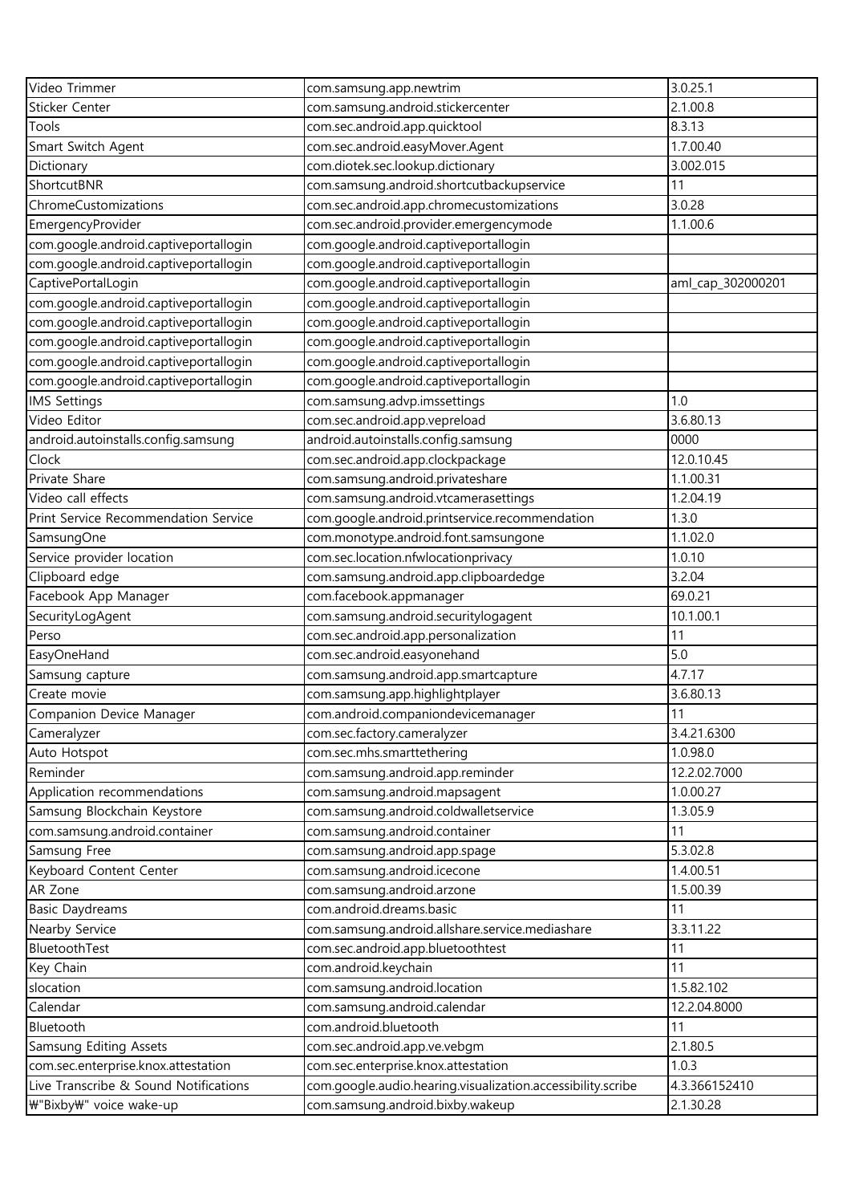| Video Trimmer | com.samsung.app.newtrim | 3.0.25.1 |
|---|---|---|
| Sticker Center | com.samsung.android.stickercenter | 2.1.00.8 |
| Tools | com.sec.android.app.quicktool | 8.3.13 |
| Smart Switch Agent | com.sec.android.easyMover.Agent | 1.7.00.40 |
| Dictionary | com.diotek.sec.lookup.dictionary | 3.002.015 |
| ShortcutBNR | com.samsung.android.shortcutbackupservice | 11 |
| ChromeCustomizations | com.sec.android.app.chromecustomizations | 3.0.28 |
| EmergencyProvider | com.sec.android.provider.emergencymode | 1.1.00.6 |
| com.google.android.captiveportallogin | com.google.android.captiveportallogin | |
| com.google.android.captiveportallogin | com.google.android.captiveportallogin | |
| CaptivePortalLogin | com.google.android.captiveportallogin | aml_cap_302000201 |
| com.google.android.captiveportallogin | com.google.android.captiveportallogin | |
| com.google.android.captiveportallogin | com.google.android.captiveportallogin | |
| com.google.android.captiveportallogin | com.google.android.captiveportallogin | |
| com.google.android.captiveportallogin | com.google.android.captiveportallogin | |
| com.google.android.captiveportallogin | com.google.android.captiveportallogin | |
| IMS Settings | com.samsung.advp.imssettings | 1.0 |
| Video Editor | com.sec.android.app.vepreload | 3.6.80.13 |
| android.autoinstalls.config.samsung | android.autoinstalls.config.samsung | 0000 |
| Clock | com.sec.android.app.clockpackage | 12.0.10.45 |
| Private Share | com.samsung.android.privateshare | 1.1.00.31 |
| Video call effects | com.samsung.android.vtcamerasettings | 1.2.04.19 |
| Print Service Recommendation Service | com.google.android.printservice.recommendation | 1.3.0 |
| SamsungOne | com.monotype.android.font.samsungone | 1.1.02.0 |
| Service provider location | com.sec.location.nfwlocationprivacy | 1.0.10 |
| Clipboard edge | com.samsung.android.app.clipboardedge | 3.2.04 |
| Facebook App Manager | com.facebook.appmanager | 69.0.21 |
| SecurityLogAgent | com.samsung.android.securitylogagent | 10.1.00.1 |
| Perso | com.sec.android.app.personalization | 11 |
| EasyOneHand | com.sec.android.easyonehand | 5.0 |
| Samsung capture | com.samsung.android.app.smartcapture | 4.7.17 |
| Create movie | com.samsung.app.highlightplayer | 3.6.80.13 |
| Companion Device Manager | com.android.companiondevicemanager | 11 |
| Cameralyzer | com.sec.factory.cameralyzer | 3.4.21.6300 |
| Auto Hotspot | com.sec.mhs.smarttethering | 1.0.98.0 |
| Reminder | com.samsung.android.app.reminder | 12.2.02.7000 |
| Application recommendations | com.samsung.android.mapsagent | 1.0.00.27 |
| Samsung Blockchain Keystore | com.samsung.android.coldwalletservice | 1.3.05.9 |
| com.samsung.android.container | com.samsung.android.container | 11 |
| Samsung Free | com.samsung.android.app.spage | 5.3.02.8 |
| Keyboard Content Center | com.samsung.android.icecone | 1.4.00.51 |
| AR Zone | com.samsung.android.arzone | 1.5.00.39 |
| Basic Daydreams | com.android.dreams.basic | 11 |
| Nearby Service | com.samsung.android.allshare.service.mediashare | 3.3.11.22 |
| BluetoothTest | com.sec.android.app.bluetoothtest | 11 |
| Key Chain | com.android.keychain | 11 |
| slocation | com.samsung.android.location | 1.5.82.102 |
| Calendar | com.samsung.android.calendar | 12.2.04.8000 |
| Bluetooth | com.android.bluetooth | 11 |
| Samsung Editing Assets | com.sec.android.app.ve.vebgm | 2.1.80.5 |
| com.sec.enterprise.knox.attestation | com.sec.enterprise.knox.attestation | 1.0.3 |
| Live Transcribe & Sound Notifications | com.google.audio.hearing.visualization.accessibility.scribe | 4.3.366152410 |
| ₩"Bixby₩" voice wake-up | com.samsung.android.bixby.wakeup | 2.1.30.28 |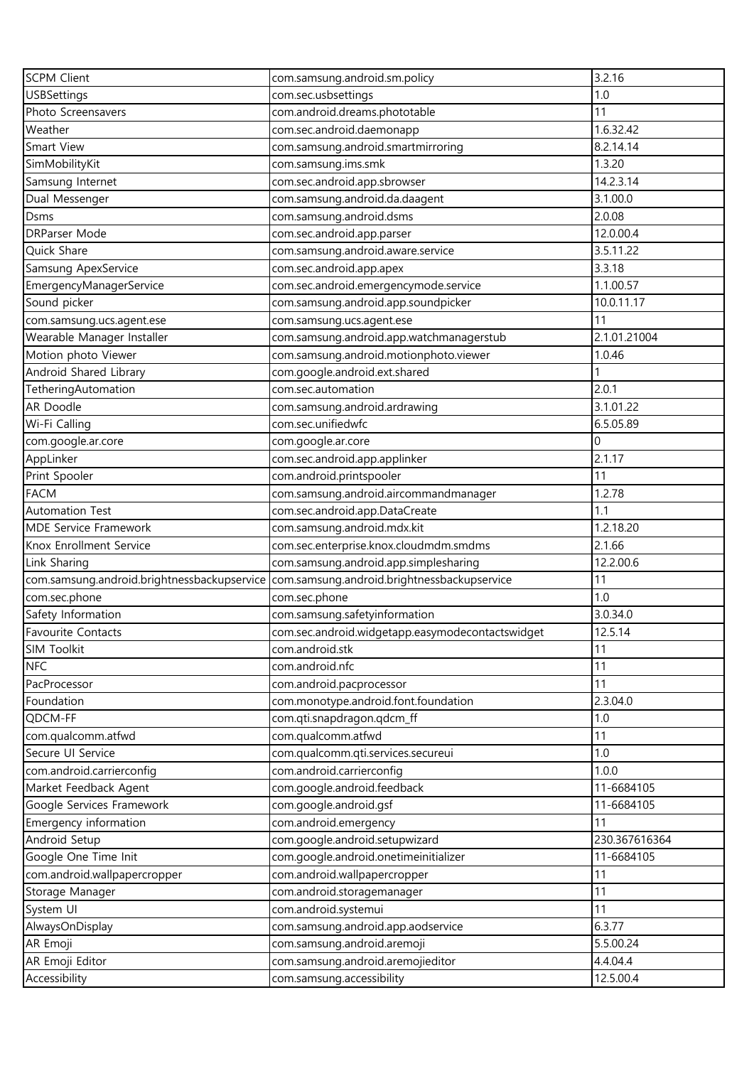| SCPM Client | com.samsung.android.sm.policy | 3.2.16 |
|---|---|---|
| USBSettings | com.sec.usbsettings | 1.0 |
| Photo Screensavers | com.android.dreams.phototable | 11 |
| Weather | com.sec.android.daemonapp | 1.6.32.42 |
| Smart View | com.samsung.android.smartmirroring | 8.2.14.14 |
| SimMobilityKit | com.samsung.ims.smk | 1.3.20 |
| Samsung Internet | com.sec.android.app.sbrowser | 14.2.3.14 |
| Dual Messenger | com.samsung.android.da.daagent | 3.1.00.0 |
| Dsms | com.samsung.android.dsms | 2.0.08 |
| DRParser Mode | com.sec.android.app.parser | 12.0.00.4 |
| Quick Share | com.samsung.android.aware.service | 3.5.11.22 |
| Samsung ApexService | com.sec.android.app.apex | 3.3.18 |
| EmergencyManagerService | com.sec.android.emergencymode.service | 1.1.00.57 |
| Sound picker | com.samsung.android.app.soundpicker | 10.0.11.17 |
| com.samsung.ucs.agent.ese | com.samsung.ucs.agent.ese | 11 |
| Wearable Manager Installer | com.samsung.android.app.watchmanagerstub | 2.1.01.21004 |
| Motion photo Viewer | com.samsung.android.motionphoto.viewer | 1.0.46 |
| Android Shared Library | com.google.android.ext.shared | 1 |
| TetheringAutomation | com.sec.automation | 2.0.1 |
| AR Doodle | com.samsung.android.ardrawing | 3.1.01.22 |
| Wi-Fi Calling | com.sec.unifiedwfc | 6.5.05.89 |
| com.google.ar.core | com.google.ar.core | 0 |
| AppLinker | com.sec.android.app.applinker | 2.1.17 |
| Print Spooler | com.android.printspooler | 11 |
| FACM | com.samsung.android.aircommandmanager | 1.2.78 |
| Automation Test | com.sec.android.app.DataCreate | 1.1 |
| MDE Service Framework | com.samsung.android.mdx.kit | 1.2.18.20 |
| Knox Enrollment Service | com.sec.enterprise.knox.cloudmdm.smdms | 2.1.66 |
| Link Sharing | com.samsung.android.app.simplesharing | 12.2.00.6 |
| com.samsung.android.brightnessbackupservice | com.samsung.android.brightnessbackupservice | 11 |
| com.sec.phone | com.sec.phone | 1.0 |
| Safety Information | com.samsung.safetyinformation | 3.0.34.0 |
| Favourite Contacts | com.sec.android.widgetapp.easymodecontactswidget | 12.5.14 |
| SIM Toolkit | com.android.stk | 11 |
| NFC | com.android.nfc | 11 |
| PacProcessor | com.android.pacprocessor | 11 |
| Foundation | com.monotype.android.font.foundation | 2.3.04.0 |
| QDCM-FF | com.qti.snapdragon.qdcm_ff | 1.0 |
| com.qualcomm.atfwd | com.qualcomm.atfwd | 11 |
| Secure UI Service | com.qualcomm.qti.services.secureui | 1.0 |
| com.android.carrierconfig | com.android.carrierconfig | 1.0.0 |
| Market Feedback Agent | com.google.android.feedback | 11-6684105 |
| Google Services Framework | com.google.android.gsf | 11-6684105 |
| Emergency information | com.android.emergency | 11 |
| Android Setup | com.google.android.setupwizard | 230.367616364 |
| Google One Time Init | com.google.android.onetimeinitializer | 11-6684105 |
| com.android.wallpapercropper | com.android.wallpapercropper | 11 |
| Storage Manager | com.android.storagemanager | 11 |
| System UI | com.android.systemui | 11 |
| AlwaysOnDisplay | com.samsung.android.app.aodservice | 6.3.77 |
| AR Emoji | com.samsung.android.aremoji | 5.5.00.24 |
| AR Emoji Editor | com.samsung.android.aremojieditor | 4.4.04.4 |
| Accessibility | com.samsung.accessibility | 12.5.00.4 |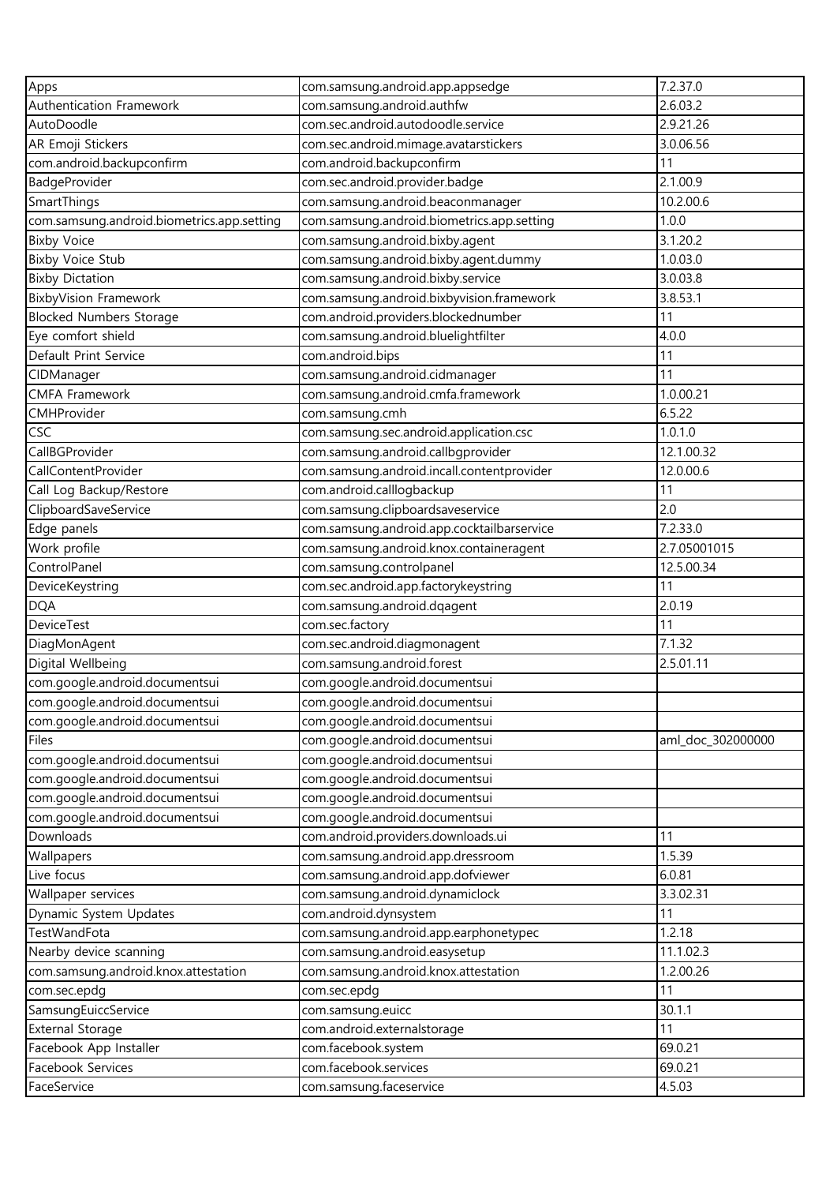| Apps | com.samsung.android.app.appsedge | 7.2.37.0 |
|---|---|---|
| Authentication Framework | com.samsung.android.authfw | 2.6.03.2 |
| AutoDoodle | com.sec.android.autodoodle.service | 2.9.21.26 |
| AR Emoji Stickers | com.sec.android.mimage.avatarstickers | 3.0.06.56 |
| com.android.backupconfirm | com.android.backupconfirm | 11 |
| BadgeProvider | com.sec.android.provider.badge | 2.1.00.9 |
| SmartThings | com.samsung.android.beaconmanager | 10.2.00.6 |
| com.samsung.android.biometrics.app.setting | com.samsung.android.biometrics.app.setting | 1.0.0 |
| Bixby Voice | com.samsung.android.bixby.agent | 3.1.20.2 |
| Bixby Voice Stub | com.samsung.android.bixby.agent.dummy | 1.0.03.0 |
| Bixby Dictation | com.samsung.android.bixby.service | 3.0.03.8 |
| BixbyVision Framework | com.samsung.android.bixbyvision.framework | 3.8.53.1 |
| Blocked Numbers Storage | com.android.providers.blockednumber | 11 |
| Eye comfort shield | com.samsung.android.bluelightfilter | 4.0.0 |
| Default Print Service | com.android.bips | 11 |
| CIDManager | com.samsung.android.cidmanager | 11 |
| CMFA Framework | com.samsung.android.cmfa.framework | 1.0.00.21 |
| CMHProvider | com.samsung.cmh | 6.5.22 |
| CSC | com.samsung.sec.android.application.csc | 1.0.1.0 |
| CallBGProvider | com.samsung.android.callbgprovider | 12.1.00.32 |
| CallContentProvider | com.samsung.android.incall.contentprovider | 12.0.00.6 |
| Call Log Backup/Restore | com.android.calllogbackup | 11 |
| ClipboardSaveService | com.samsung.clipboardsaveservice | 2.0 |
| Edge panels | com.samsung.android.app.cocktailbarservice | 7.2.33.0 |
| Work profile | com.samsung.android.knox.containeragent | 2.7.05001015 |
| ControlPanel | com.samsung.controlpanel | 12.5.00.34 |
| DeviceKeystring | com.sec.android.app.factorykeystring | 11 |
| DQA | com.samsung.android.dqagent | 2.0.19 |
| DeviceTest | com.sec.factory | 11 |
| DiagMonAgent | com.sec.android.diagmonagent | 7.1.32 |
| Digital Wellbeing | com.samsung.android.forest | 2.5.01.11 |
| com.google.android.documentsui | com.google.android.documentsui | |
| com.google.android.documentsui | com.google.android.documentsui | |
| com.google.android.documentsui | com.google.android.documentsui | |
| Files | com.google.android.documentsui | aml_doc_302000000 |
| com.google.android.documentsui | com.google.android.documentsui | |
| com.google.android.documentsui | com.google.android.documentsui | |
| com.google.android.documentsui | com.google.android.documentsui | |
| com.google.android.documentsui | com.google.android.documentsui | |
| Downloads | com.android.providers.downloads.ui | 11 |
| Wallpapers | com.samsung.android.app.dressroom | 1.5.39 |
| Live focus | com.samsung.android.app.dofviewer | 6.0.81 |
| Wallpaper services | com.samsung.android.dynamiclock | 3.3.02.31 |
| Dynamic System Updates | com.android.dynsystem | 11 |
| TestWandFota | com.samsung.android.app.earphonetypec | 1.2.18 |
| Nearby device scanning | com.samsung.android.easysetup | 11.1.02.3 |
| com.samsung.android.knox.attestation | com.samsung.android.knox.attestation | 1.2.00.26 |
| com.sec.epdg | com.sec.epdg | 11 |
| SamsungEuiccService | com.samsung.euicc | 30.1.1 |
| External Storage | com.android.externalstorage | 11 |
| Facebook App Installer | com.facebook.system | 69.0.21 |
| Facebook Services | com.facebook.services | 69.0.21 |
| FaceService | com.samsung.faceservice | 4.5.03 |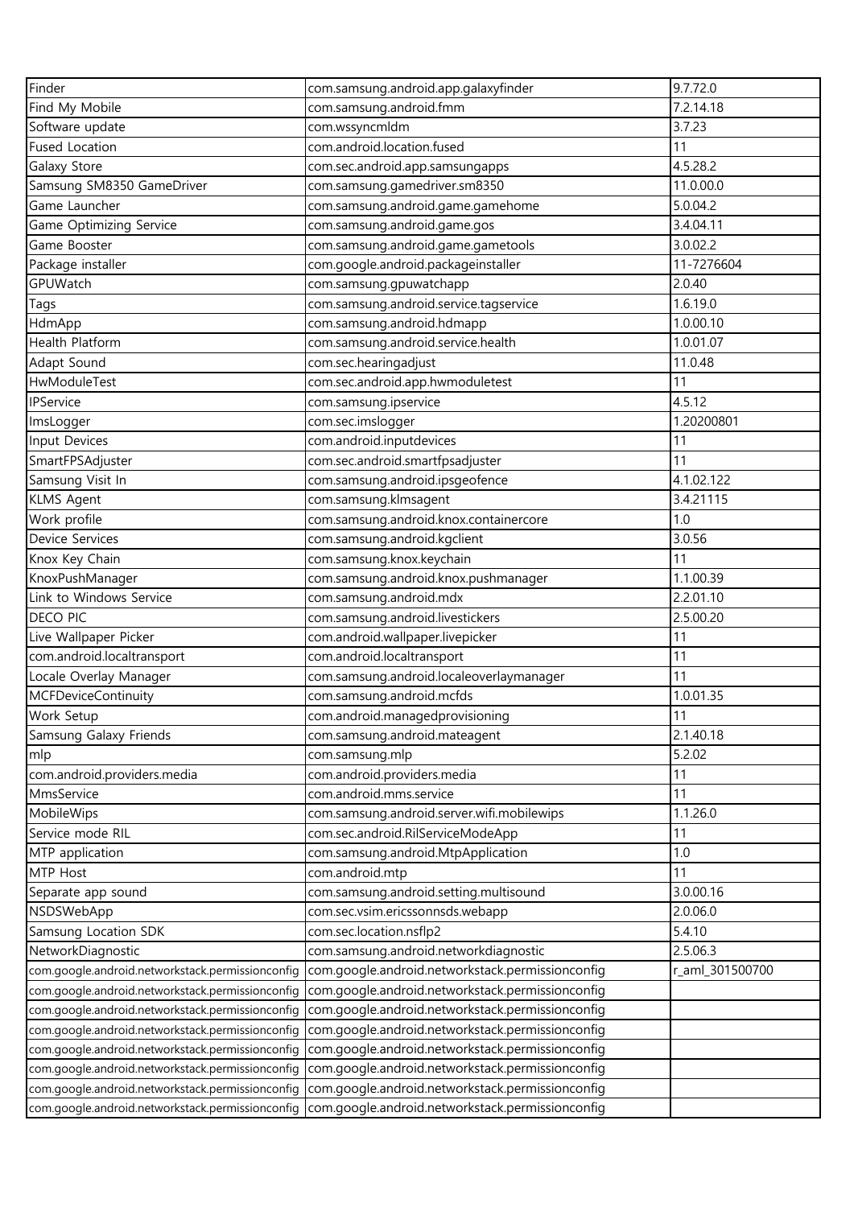| Finder | com.samsung.android.app.galaxyfinder | 9.7.72.0 |
|---|---|---|
| Find My Mobile | com.samsung.android.fmm | 7.2.14.18 |
| Software update | com.wssyncmldm | 3.7.23 |
| Fused Location | com.android.location.fused | 11 |
| Galaxy Store | com.sec.android.app.samsungapps | 4.5.28.2 |
| Samsung SM8350 GameDriver | com.samsung.gamedriver.sm8350 | 11.0.00.0 |
| Game Launcher | com.samsung.android.game.gamehome | 5.0.04.2 |
| Game Optimizing Service | com.samsung.android.game.gos | 3.4.04.11 |
| Game Booster | com.samsung.android.game.gametools | 3.0.02.2 |
| Package installer | com.google.android.packageinstaller | 11-7276604 |
| GPUWatch | com.samsung.gpuwatchapp | 2.0.40 |
| Tags | com.samsung.android.service.tagservice | 1.6.19.0 |
| HdmApp | com.samsung.android.hdmapp | 1.0.00.10 |
| Health Platform | com.samsung.android.service.health | 1.0.01.07 |
| Adapt Sound | com.sec.hearingadjust | 11.0.48 |
| HwModuleTest | com.sec.android.app.hwmoduletest | 11 |
| IPService | com.samsung.ipservice | 4.5.12 |
| ImsLogger | com.sec.imslogger | 1.20200801 |
| Input Devices | com.android.inputdevices | 11 |
| SmartFPSAdjuster | com.sec.android.smartfpsadjuster | 11 |
| Samsung Visit In | com.samsung.android.ipsgeofence | 4.1.02.122 |
| KLMS Agent | com.samsung.klmsagent | 3.4.21115 |
| Work profile | com.samsung.android.knox.containercore | 1.0 |
| Device Services | com.samsung.android.kgclient | 3.0.56 |
| Knox Key Chain | com.samsung.knox.keychain | 11 |
| KnoxPushManager | com.samsung.android.knox.pushmanager | 1.1.00.39 |
| Link to Windows Service | com.samsung.android.mdx | 2.2.01.10 |
| DECO PIC | com.samsung.android.livestickers | 2.5.00.20 |
| Live Wallpaper Picker | com.android.wallpaper.livepicker | 11 |
| com.android.localtransport | com.android.localtransport | 11 |
| Locale Overlay Manager | com.samsung.android.localeoverlaymanager | 11 |
| MCFDeviceContinuity | com.samsung.android.mcfds | 1.0.01.35 |
| Work Setup | com.android.managedprovisioning | 11 |
| Samsung Galaxy Friends | com.samsung.android.mateagent | 2.1.40.18 |
| mlp | com.samsung.mlp | 5.2.02 |
| com.android.providers.media | com.android.providers.media | 11 |
| MmsService | com.android.mms.service | 11 |
| MobileWips | com.samsung.android.server.wifi.mobilewips | 1.1.26.0 |
| Service mode RIL | com.sec.android.RilServiceModeApp | 11 |
| MTP application | com.samsung.android.MtpApplication | 1.0 |
| MTP Host | com.android.mtp | 11 |
| Separate app sound | com.samsung.android.setting.multisound | 3.0.00.16 |
| NSDSWebApp | com.sec.vsim.ericssonnsds.webapp | 2.0.06.0 |
| Samsung Location SDK | com.sec.location.nsflp2 | 5.4.10 |
| NetworkDiagnostic | com.samsung.android.networkdiagnostic | 2.5.06.3 |
| com.google.android.networkstack.permissionconfig | com.google.android.networkstack.permissionconfig | r_aml_301500700 |
| com.google.android.networkstack.permissionconfig | com.google.android.networkstack.permissionconfig | |
| com.google.android.networkstack.permissionconfig | com.google.android.networkstack.permissionconfig | |
| com.google.android.networkstack.permissionconfig | com.google.android.networkstack.permissionconfig | |
| com.google.android.networkstack.permissionconfig | com.google.android.networkstack.permissionconfig | |
| com.google.android.networkstack.permissionconfig | com.google.android.networkstack.permissionconfig | |
| com.google.android.networkstack.permissionconfig | com.google.android.networkstack.permissionconfig | |
| com.google.android.networkstack.permissionconfig | com.google.android.networkstack.permissionconfig | |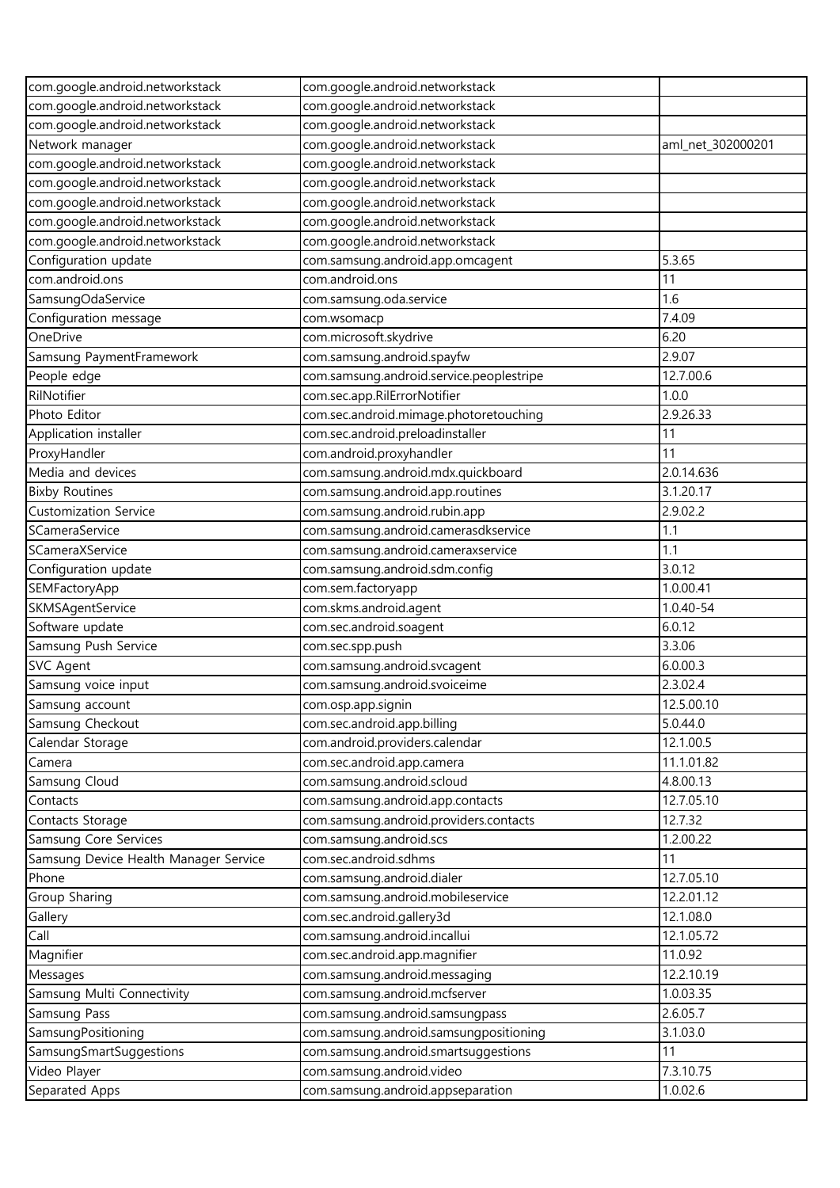| com.google.android.networkstack | com.google.android.networkstack | |
|---|---|---|
| com.google.android.networkstack | com.google.android.networkstack | |
| com.google.android.networkstack | com.google.android.networkstack | |
| Network manager | com.google.android.networkstack | aml_net_302000201 |
| com.google.android.networkstack | com.google.android.networkstack | |
| com.google.android.networkstack | com.google.android.networkstack | |
| com.google.android.networkstack | com.google.android.networkstack | |
| com.google.android.networkstack | com.google.android.networkstack | |
| com.google.android.networkstack | com.google.android.networkstack | |
| Configuration update | com.samsung.android.app.omcagent | 5.3.65 |
| com.android.ons | com.android.ons | 11 |
| SamsungOdaService | com.samsung.oda.service | 1.6 |
| Configuration message | com.wsomacp | 7.4.09 |
| OneDrive | com.microsoft.skydrive | 6.20 |
| Samsung PaymentFramework | com.samsung.android.spayfw | 2.9.07 |
| People edge | com.samsung.android.service.peoplestripe | 12.7.00.6 |
| RilNotifier | com.sec.app.RilErrorNotifier | 1.0.0 |
| Photo Editor | com.sec.android.mimage.photoretouching | 2.9.26.33 |
| Application installer | com.sec.android.preloadinstaller | 11 |
| ProxyHandler | com.android.proxyhandler | 11 |
| Media and devices | com.samsung.android.mdx.quickboard | 2.0.14.636 |
| Bixby Routines | com.samsung.android.app.routines | 3.1.20.17 |
| Customization Service | com.samsung.android.rubin.app | 2.9.02.2 |
| SCameraService | com.samsung.android.camerasdkservice | 1.1 |
| SCameraXService | com.samsung.android.cameraxservice | 1.1 |
| Configuration update | com.samsung.android.sdm.config | 3.0.12 |
| SEMFactoryApp | com.sem.factoryapp | 1.0.00.41 |
| SKMSAgentService | com.skms.android.agent | 1.0.40-54 |
| Software update | com.sec.android.soagent | 6.0.12 |
| Samsung Push Service | com.sec.spp.push | 3.3.06 |
| SVC Agent | com.samsung.android.svcagent | 6.0.00.3 |
| Samsung voice input | com.samsung.android.svoiceime | 2.3.02.4 |
| Samsung account | com.osp.app.signin | 12.5.00.10 |
| Samsung Checkout | com.sec.android.app.billing | 5.0.44.0 |
| Calendar Storage | com.android.providers.calendar | 12.1.00.5 |
| Camera | com.sec.android.app.camera | 11.1.01.82 |
| Samsung Cloud | com.samsung.android.scloud | 4.8.00.13 |
| Contacts | com.samsung.android.app.contacts | 12.7.05.10 |
| Contacts Storage | com.samsung.android.providers.contacts | 12.7.32 |
| Samsung Core Services | com.samsung.android.scs | 1.2.00.22 |
| Samsung Device Health Manager Service | com.sec.android.sdhms | 11 |
| Phone | com.samsung.android.dialer | 12.7.05.10 |
| Group Sharing | com.samsung.android.mobileservice | 12.2.01.12 |
| Gallery | com.sec.android.gallery3d | 12.1.08.0 |
| Call | com.samsung.android.incallui | 12.1.05.72 |
| Magnifier | com.sec.android.app.magnifier | 11.0.92 |
| Messages | com.samsung.android.messaging | 12.2.10.19 |
| Samsung Multi Connectivity | com.samsung.android.mcfserver | 1.0.03.35 |
| Samsung Pass | com.samsung.android.samsungpass | 2.6.05.7 |
| SamsungPositioning | com.samsung.android.samsungpositioning | 3.1.03.0 |
| SamsungSmartSuggestions | com.samsung.android.smartsuggestions | 11 |
| Video Player | com.samsung.android.video | 7.3.10.75 |
| Separated Apps | com.samsung.android.appseparation | 1.0.02.6 |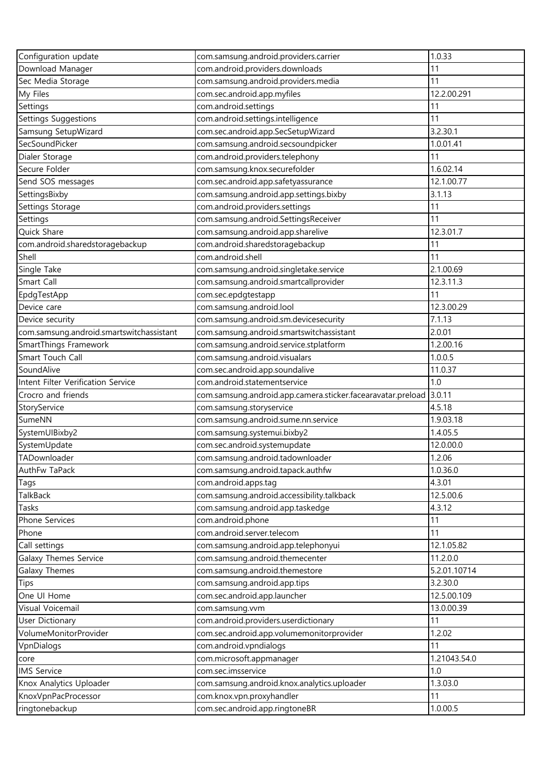| Configuration update | com.samsung.android.providers.carrier | 1.0.33 |
|---|---|---|
| Download Manager | com.android.providers.downloads | 11 |
| Sec Media Storage | com.samsung.android.providers.media | 11 |
| My Files | com.sec.android.app.myfiles | 12.2.00.291 |
| Settings | com.android.settings | 11 |
| Settings Suggestions | com.android.settings.intelligence | 11 |
| Samsung SetupWizard | com.sec.android.app.SecSetupWizard | 3.2.30.1 |
| SecSoundPicker | com.samsung.android.secsoundpicker | 1.0.01.41 |
| Dialer Storage | com.android.providers.telephony | 11 |
| Secure Folder | com.samsung.knox.securefolder | 1.6.02.14 |
| Send SOS messages | com.sec.android.app.safetyassurance | 12.1.00.77 |
| SettingsBixby | com.samsung.android.app.settings.bixby | 3.1.13 |
| Settings Storage | com.android.providers.settings | 11 |
| Settings | com.samsung.android.SettingsReceiver | 11 |
| Quick Share | com.samsung.android.app.sharelive | 12.3.01.7 |
| com.android.sharedstoragebackup | com.android.sharedstoragebackup | 11 |
| Shell | com.android.shell | 11 |
| Single Take | com.samsung.android.singletake.service | 2.1.00.69 |
| Smart Call | com.samsung.android.smartcallprovider | 12.3.11.3 |
| EpdgTestApp | com.sec.epdgtestapp | 11 |
| Device care | com.samsung.android.lool | 12.3.00.29 |
| Device security | com.samsung.android.sm.devicesecurity | 7.1.13 |
| com.samsung.android.smartswitchassistant | com.samsung.android.smartswitchassistant | 2.0.01 |
| SmartThings Framework | com.samsung.android.service.stplatform | 1.2.00.16 |
| Smart Touch Call | com.samsung.android.visualars | 1.0.0.5 |
| SoundAlive | com.sec.android.app.soundalive | 11.0.37 |
| Intent Filter Verification Service | com.android.statementservice | 1.0 |
| Crocro and friends | com.samsung.android.app.camera.sticker.facearavatar.preload | 3.0.11 |
| StoryService | com.samsung.storyservice | 4.5.18 |
| SumeNN | com.samsung.android.sume.nn.service | 1.9.03.18 |
| SystemUIBixby2 | com.samsung.systemui.bixby2 | 1.4.05.5 |
| SystemUpdate | com.sec.android.systemupdate | 12.0.00.0 |
| TADownloader | com.samsung.android.tadownloader | 1.2.06 |
| AuthFw TaPack | com.samsung.android.tapack.authfw | 1.0.36.0 |
| Tags | com.android.apps.tag | 4.3.01 |
| TalkBack | com.samsung.android.accessibility.talkback | 12.5.00.6 |
| Tasks | com.samsung.android.app.taskedge | 4.3.12 |
| Phone Services | com.android.phone | 11 |
| Phone | com.android.server.telecom | 11 |
| Call settings | com.samsung.android.app.telephonyui | 12.1.05.82 |
| Galaxy Themes Service | com.samsung.android.themecenter | 11.2.0.0 |
| Galaxy Themes | com.samsung.android.themestore | 5.2.01.10714 |
| Tips | com.samsung.android.app.tips | 3.2.30.0 |
| One UI Home | com.sec.android.app.launcher | 12.5.00.109 |
| Visual Voicemail | com.samsung.vvm | 13.0.00.39 |
| User Dictionary | com.android.providers.userdictionary | 11 |
| VolumeMonitorProvider | com.sec.android.app.volumemonitorprovider | 1.2.02 |
| VpnDialogs | com.android.vpndialogs | 11 |
| core | com.microsoft.appmanager | 1.21043.54.0 |
| IMS Service | com.sec.imsservice | 1.0 |
| Knox Analytics Uploader | com.samsung.android.knox.analytics.uploader | 1.3.03.0 |
| KnoxVpnPacProcessor | com.knox.vpn.proxyhandler | 11 |
| ringtonebackup | com.sec.android.app.ringtoneBR | 1.0.00.5 |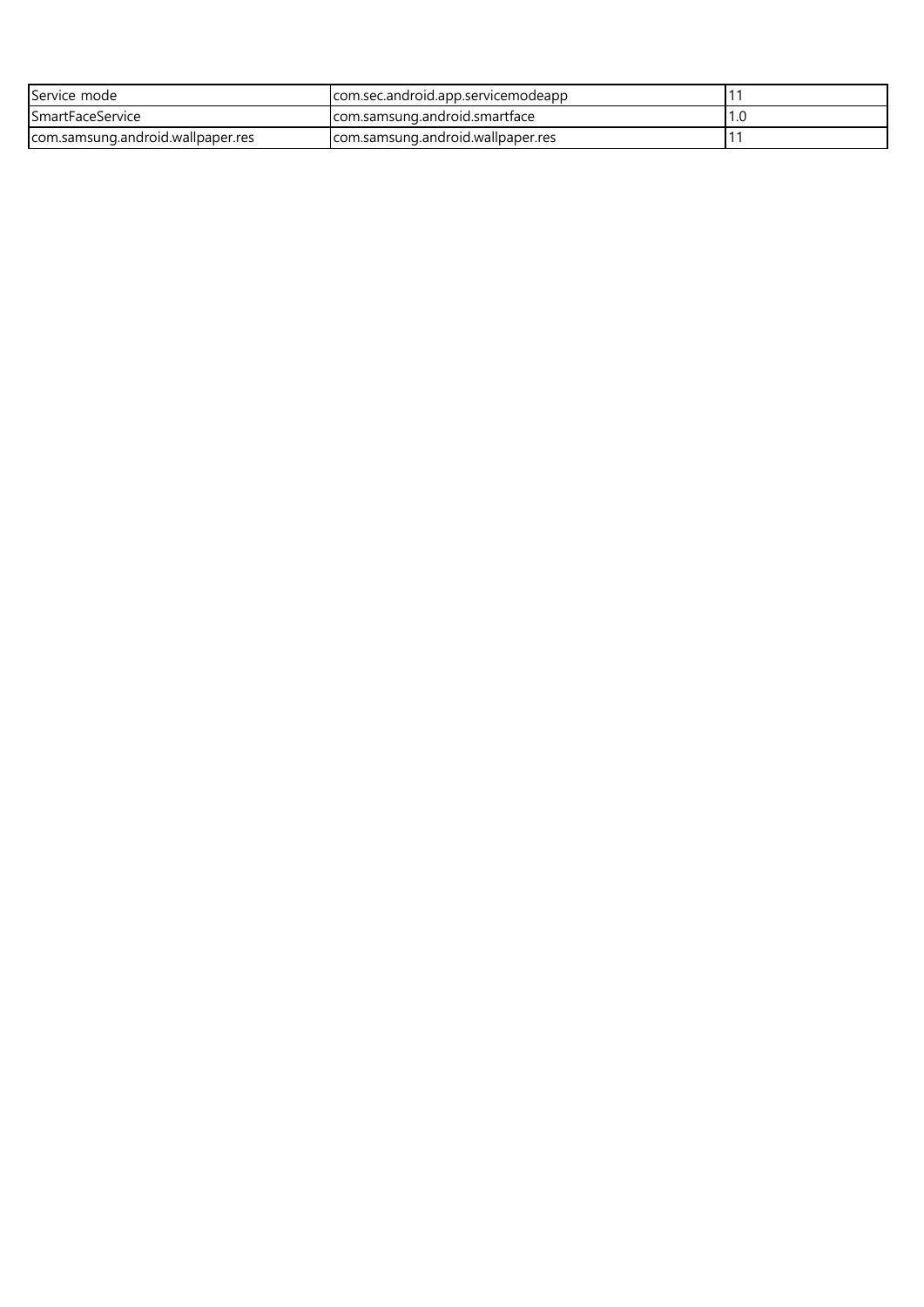| | | |
|---|---|---|
| Service mode | com.sec.android.app.servicemodeapp | 11 |
| SmartFaceService | com.samsung.android.smartface | 1.0 |
| com.samsung.android.wallpaper.res | com.samsung.android.wallpaper.res | 11 |